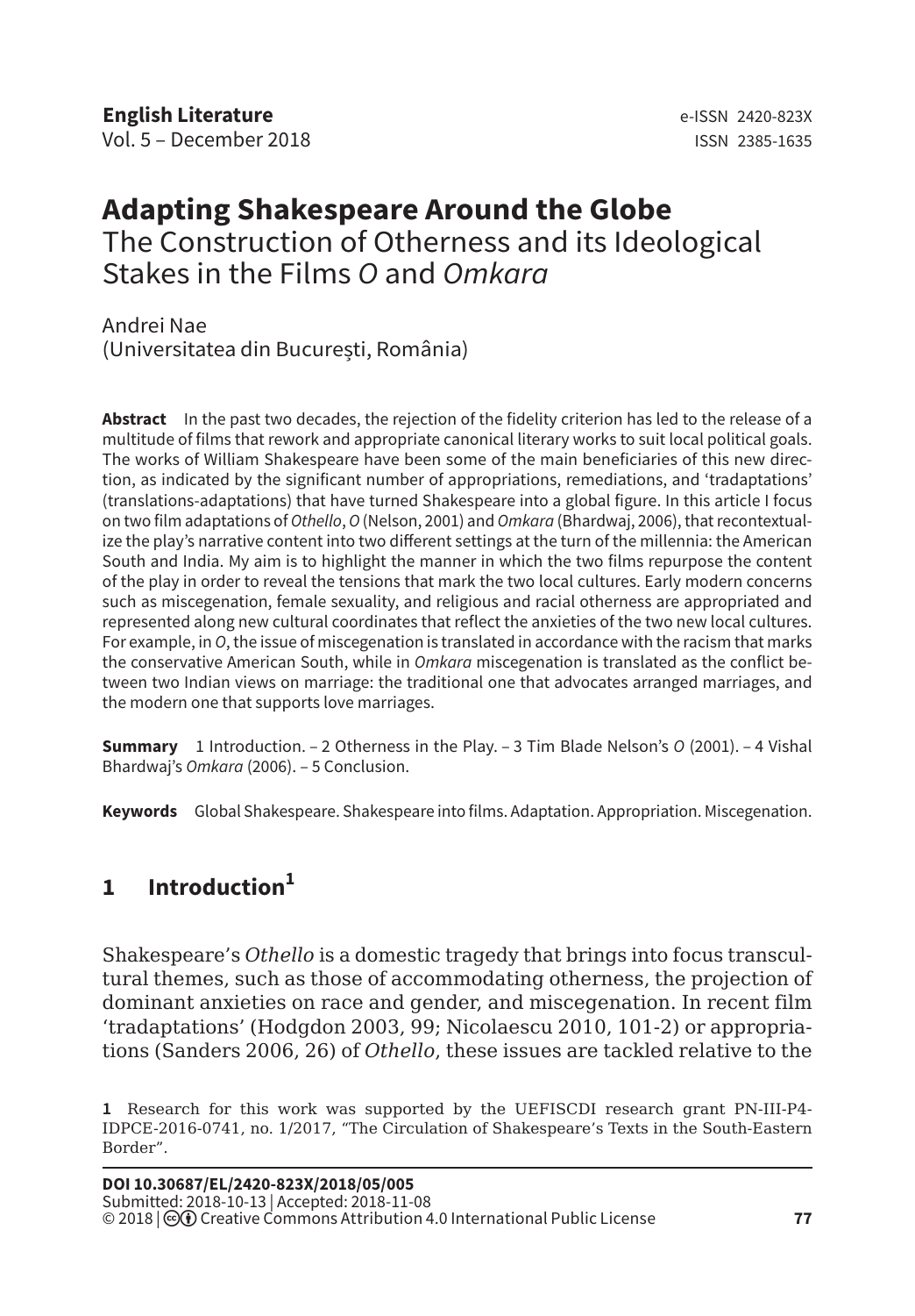# Adapting Shakespeare Around the Globe

## The Construction of Otherness and its Ideological Stakes in the Films *O* and *Omkara*

Andrei Nae
(Universitatea din București, România)

**Abstract** In the past two decades, the rejection of the fidelity criterion has led to the release of a multitude of films that rework and appropriate canonical literary works to suit local political goals. The works of William Shakespeare have been some of the main beneficiaries of this new direction, as indicated by the significant number of appropriations, remediations, and 'tradaptations' (translations-adaptations) that have turned Shakespeare into a global figure. In this article I focus on two film adaptations of *Othello*, *O* (Nelson, 2001) and *Omkara* (Bhardwaj, 2006), that recontextualize the play's narrative content into two different settings at the turn of the millennia: the American South and India. My aim is to highlight the manner in which the two films repurpose the content of the play in order to reveal the tensions that mark the two local cultures. Early modern concerns such as miscegenation, female sexuality, and religious and racial otherness are appropriated and represented along new cultural coordinates that reflect the anxieties of the two new local cultures. For example, in *O*, the issue of miscegenation is translated in accordance with the racism that marks the conservative American South, while in *Omkara* miscegenation is translated as the conflict between two Indian views on marriage: the traditional one that advocates arranged marriages, and the modern one that supports love marriages.

**Summary** 1 Introduction. – 2 Otherness in the Play. – 3 Tim Blade Nelson's *O* (2001). – 4 Vishal Bhardwaj's *Omkara* (2006). – 5 Conclusion.

**Keywords** Global Shakespeare. Shakespeare into films. Adaptation. Appropriation. Miscegenation.

## 1 Introduction[1]

Shakespeare's *Othello* is a domestic tragedy that brings into focus transcultural themes, such as those of accommodating otherness, the projection of dominant anxieties on race and gender, and miscegenation. In recent film 'tradaptations' (Hodgdon 2003, 99; Nicolaescu 2010, 101-2) or appropriations (Sanders 2006, 26) of *Othello*, these issues are tackled relative to the

[1] Research for this work was supported by the UEFISCDI research grant PN-III-P4-IDPCE-2016-0741, no. 1/2017, "The Circulation of Shakespeare's Texts in the South-Eastern Border".

**DOI 10.30687/EL/2420-823X/2018/05/005**
Submitted: 2018-10-13 | Accepted: 2018-11-08
© 2018 | Creative Commons Attribution 4.0 International Public License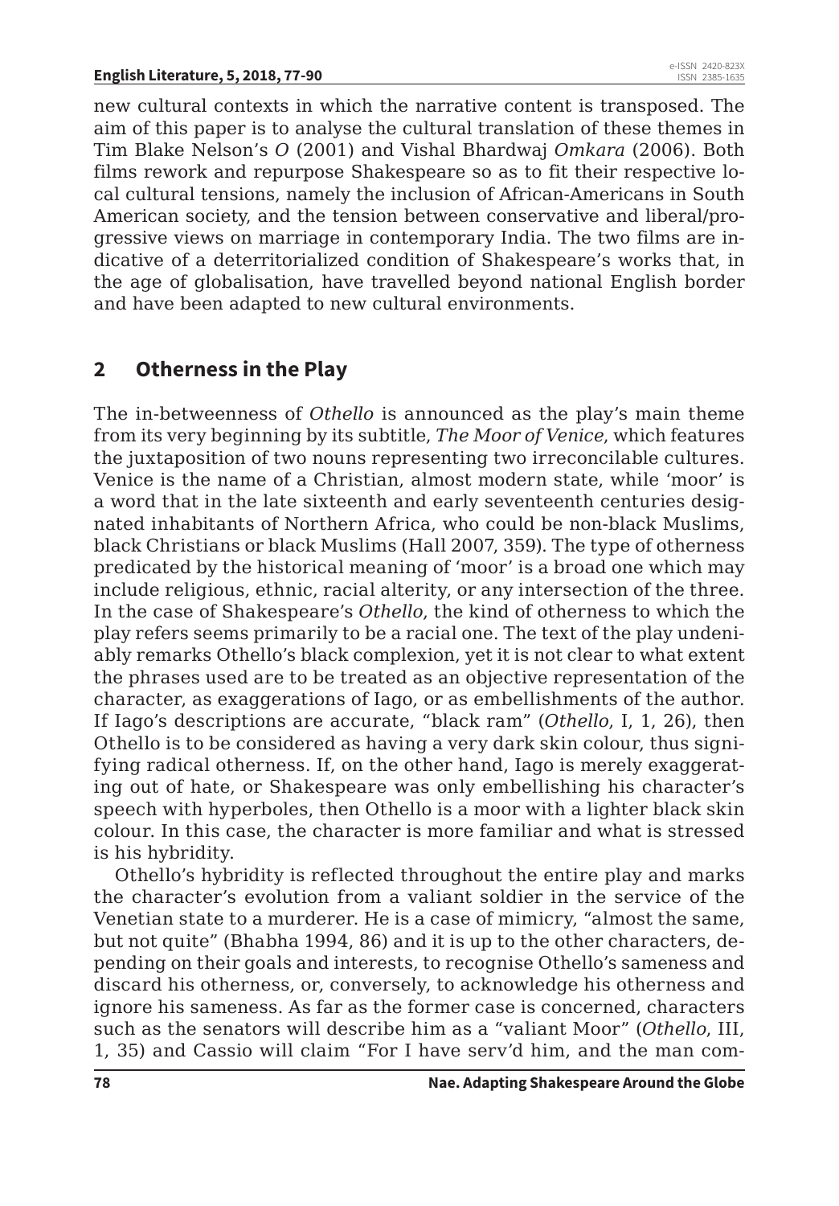new cultural contexts in which the narrative content is transposed. The aim of this paper is to analyse the cultural translation of these themes in Tim Blake Nelson's *O* (2001) and Vishal Bhardwaj *Omkara* (2006). Both films rework and repurpose Shakespeare so as to fit their respective local cultural tensions, namely the inclusion of African-Americans in South American society, and the tension between conservative and liberal/progressive views on marriage in contemporary India. The two films are indicative of a deterritorialized condition of Shakespeare's works that, in the age of globalisation, have travelled beyond national English border and have been adapted to new cultural environments.

## 2 Otherness in the Play

The in-betweenness of *Othello* is announced as the play's main theme from its very beginning by its subtitle, *The Moor of Venice*, which features the juxtaposition of two nouns representing two irreconcilable cultures. Venice is the name of a Christian, almost modern state, while 'moor' is a word that in the late sixteenth and early seventeenth centuries designated inhabitants of Northern Africa, who could be non-black Muslims, black Christians or black Muslims (Hall 2007, 359). The type of otherness predicated by the historical meaning of 'moor' is a broad one which may include religious, ethnic, racial alterity, or any intersection of the three. In the case of Shakespeare's *Othello*, the kind of otherness to which the play refers seems primarily to be a racial one. The text of the play undeniably remarks Othello's black complexion, yet it is not clear to what extent the phrases used are to be treated as an objective representation of the character, as exaggerations of Iago, or as embellishments of the author. If Iago's descriptions are accurate, "black ram" (*Othello*, I, 1, 26), then Othello is to be considered as having a very dark skin colour, thus signifying radical otherness. If, on the other hand, Iago is merely exaggerating out of hate, or Shakespeare was only embellishing his character's speech with hyperboles, then Othello is a moor with a lighter black skin colour. In this case, the character is more familiar and what is stressed is his hybridity.

Othello's hybridity is reflected throughout the entire play and marks the character's evolution from a valiant soldier in the service of the Venetian state to a murderer. He is a case of mimicry, "almost the same, but not quite" (Bhabha 1994, 86) and it is up to the other characters, depending on their goals and interests, to recognise Othello's sameness and discard his otherness, or, conversely, to acknowledge his otherness and ignore his sameness. As far as the former case is concerned, characters such as the senators will describe him as a "valiant Moor" (*Othello*, III, 1, 35) and Cassio will claim "For I have serv'd him, and the man com-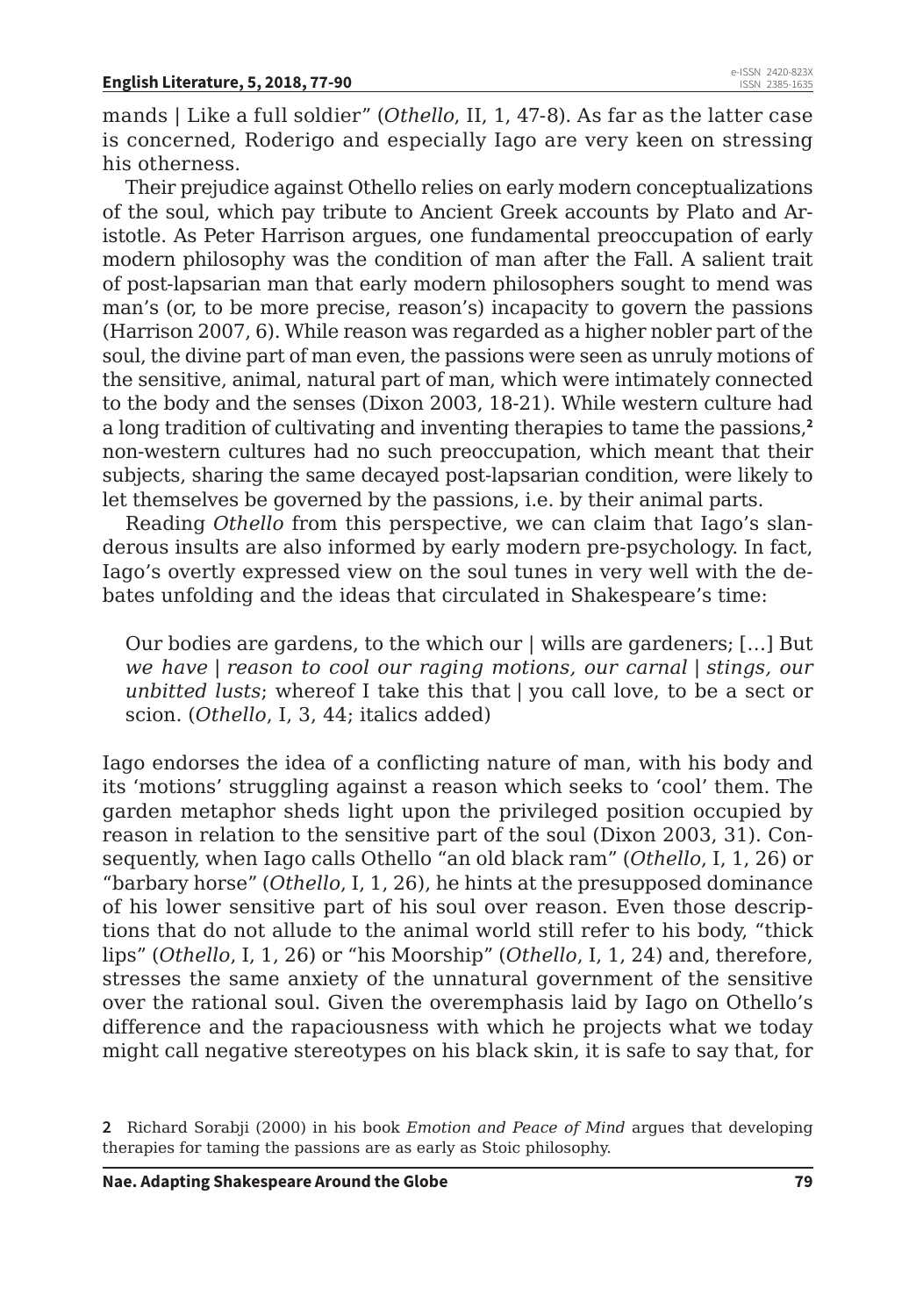mands | Like a full soldier" (*Othello*, II, 1, 47-8). As far as the latter case is concerned, Roderigo and especially Iago are very keen on stressing his otherness.

Their prejudice against Othello relies on early modern conceptualizations of the soul, which pay tribute to Ancient Greek accounts by Plato and Aristotle. As Peter Harrison argues, one fundamental preoccupation of early modern philosophy was the condition of man after the Fall. A salient trait of post-lapsarian man that early modern philosophers sought to mend was man's (or, to be more precise, reason's) incapacity to govern the passions (Harrison 2007, 6). While reason was regarded as a higher nobler part of the soul, the divine part of man even, the passions were seen as unruly motions of the sensitive, animal, natural part of man, which were intimately connected to the body and the senses (Dixon 2003, 18-21). While western culture had a long tradition of cultivating and inventing therapies to tame the passions,[2] non-western cultures had no such preoccupation, which meant that their subjects, sharing the same decayed post-lapsarian condition, were likely to let themselves be governed by the passions, i.e. by their animal parts.

Reading *Othello* from this perspective, we can claim that Iago's slanderous insults are also informed by early modern pre-psychology. In fact, Iago's overtly expressed view on the soul tunes in very well with the debates unfolding and the ideas that circulated in Shakespeare's time:

> Our bodies are gardens, to the which our | wills are gardeners; […] But *we have | reason to cool our raging motions, our carnal | stings, our unbitted lusts*; whereof I take this that | you call love, to be a sect or scion. (*Othello*, I, 3, 44; italics added)

Iago endorses the idea of a conflicting nature of man, with his body and its 'motions' struggling against a reason which seeks to 'cool' them. The garden metaphor sheds light upon the privileged position occupied by reason in relation to the sensitive part of the soul (Dixon 2003, 31). Consequently, when Iago calls Othello "an old black ram" (*Othello*, I, 1, 26) or "barbary horse" (*Othello*, I, 1, 26), he hints at the presupposed dominance of his lower sensitive part of his soul over reason. Even those descriptions that do not allude to the animal world still refer to his body, "thick lips" (*Othello*, I, 1, 26) or "his Moorship" (*Othello*, I, 1, 24) and, therefore, stresses the same anxiety of the unnatural government of the sensitive over the rational soul. Given the overemphasis laid by Iago on Othello's difference and the rapaciousness with which he projects what we today might call negative stereotypes on his black skin, it is safe to say that, for

2 Richard Sorabji (2000) in his book *Emotion and Peace of Mind* argues that developing therapies for taming the passions are as early as Stoic philosophy.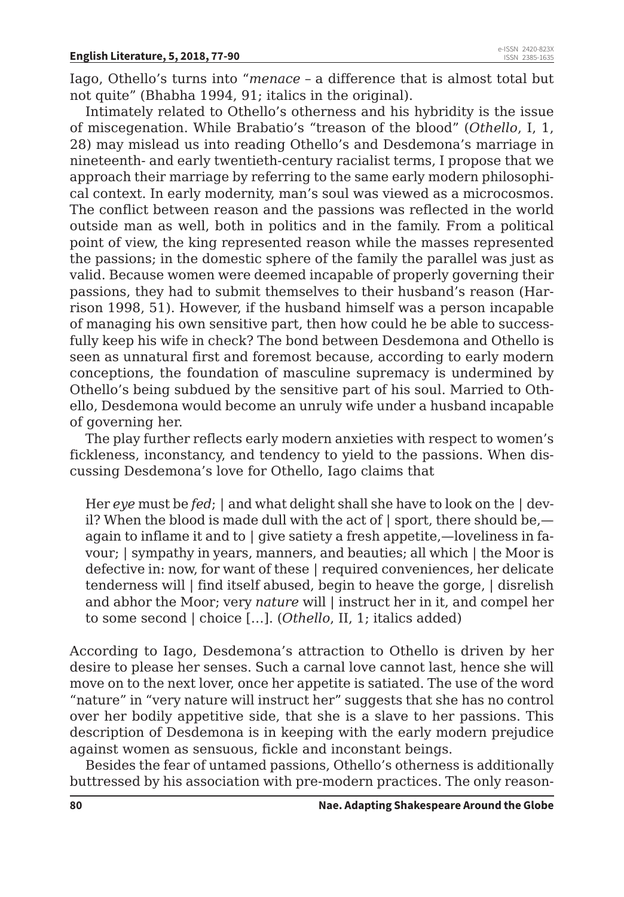Iago, Othello's turns into "*menace* – a difference that is almost total but not quite" (Bhabha 1994, 91; italics in the original).

Intimately related to Othello's otherness and his hybridity is the issue of miscegenation. While Brabatio's "treason of the blood" (*Othello*, I, 1, 28) may mislead us into reading Othello's and Desdemona's marriage in nineteenth- and early twentieth-century racialist terms, I propose that we approach their marriage by referring to the same early modern philosophical context. In early modernity, man's soul was viewed as a microcosmos. The conflict between reason and the passions was reflected in the world outside man as well, both in politics and in the family. From a political point of view, the king represented reason while the masses represented the passions; in the domestic sphere of the family the parallel was just as valid. Because women were deemed incapable of properly governing their passions, they had to submit themselves to their husband's reason (Harrison 1998, 51). However, if the husband himself was a person incapable of managing his own sensitive part, then how could he be able to successfully keep his wife in check? The bond between Desdemona and Othello is seen as unnatural first and foremost because, according to early modern conceptions, the foundation of masculine supremacy is undermined by Othello's being subdued by the sensitive part of his soul. Married to Othello, Desdemona would become an unruly wife under a husband incapable of governing her.

The play further reflects early modern anxieties with respect to women's fickleness, inconstancy, and tendency to yield to the passions. When discussing Desdemona's love for Othello, Iago claims that

> Her *eye* must be *fed*; | and what delight shall she have to look on the | devil? When the blood is made dull with the act of | sport, there should be,—again to inflame it and to | give satiety a fresh appetite,—loveliness in favour; | sympathy in years, manners, and beauties; all which | the Moor is defective in: now, for want of these | required conveniences, her delicate tenderness will | find itself abused, begin to heave the gorge, | disrelish and abhor the Moor; very *nature* will | instruct her in it, and compel her to some second | choice […]. (*Othello*, II, 1; italics added)

According to Iago, Desdemona's attraction to Othello is driven by her desire to please her senses. Such a carnal love cannot last, hence she will move on to the next lover, once her appetite is satiated. The use of the word "nature" in "very nature will instruct her" suggests that she has no control over her bodily appetitive side, that she is a slave to her passions. This description of Desdemona is in keeping with the early modern prejudice against women as sensuous, fickle and inconstant beings.

Besides the fear of untamed passions, Othello's otherness is additionally buttressed by his association with pre-modern practices. The only reason-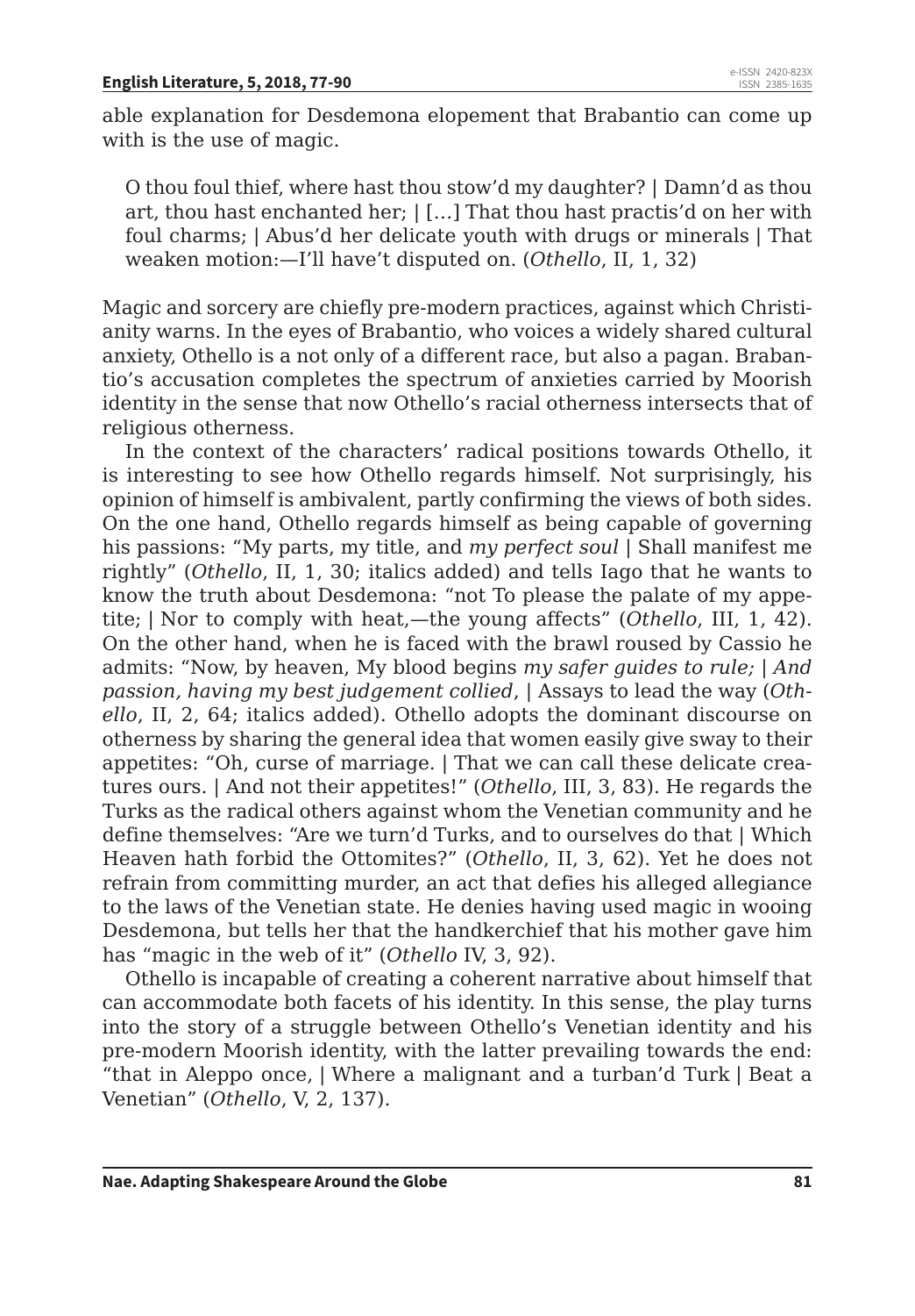able explanation for Desdemona elopement that Brabantio can come up with is the use of magic.

> O thou foul thief, where hast thou stow'd my daughter? | Damn'd as thou art, thou hast enchanted her; | […] That thou hast practis'd on her with foul charms; | Abus'd her delicate youth with drugs or minerals | That weaken motion:—I'll have't disputed on. (*Othello*, II, 1, 32)

Magic and sorcery are chiefly pre-modern practices, against which Christianity warns. In the eyes of Brabantio, who voices a widely shared cultural anxiety, Othello is a not only of a different race, but also a pagan. Brabantio's accusation completes the spectrum of anxieties carried by Moorish identity in the sense that now Othello's racial otherness intersects that of religious otherness.

In the context of the characters' radical positions towards Othello, it is interesting to see how Othello regards himself. Not surprisingly, his opinion of himself is ambivalent, partly confirming the views of both sides. On the one hand, Othello regards himself as being capable of governing his passions: "My parts, my title, and *my perfect soul* | Shall manifest me rightly" (*Othello*, II, 1, 30; italics added) and tells Iago that he wants to know the truth about Desdemona: "not To please the palate of my appetite; | Nor to comply with heat,—the young affects" (*Othello*, III, 1, 42). On the other hand, when he is faced with the brawl roused by Cassio he admits: "Now, by heaven, My blood begins *my safer guides to rule; | And passion, having my best judgement collied*, | Assays to lead the way (*Othello*, II, 2, 64; italics added). Othello adopts the dominant discourse on otherness by sharing the general idea that women easily give sway to their appetites: "Oh, curse of marriage. | That we can call these delicate creatures ours. | And not their appetites!" (*Othello*, III, 3, 83). He regards the Turks as the radical others against whom the Venetian community and he define themselves: "Are we turn'd Turks, and to ourselves do that | Which Heaven hath forbid the Ottomites?" (*Othello*, II, 3, 62). Yet he does not refrain from committing murder, an act that defies his alleged allegiance to the laws of the Venetian state. He denies having used magic in wooing Desdemona, but tells her that the handkerchief that his mother gave him has "magic in the web of it" (*Othello* IV, 3, 92).

Othello is incapable of creating a coherent narrative about himself that can accommodate both facets of his identity. In this sense, the play turns into the story of a struggle between Othello's Venetian identity and his pre-modern Moorish identity, with the latter prevailing towards the end: "that in Aleppo once, | Where a malignant and a turban'd Turk | Beat a Venetian" (*Othello*, V, 2, 137).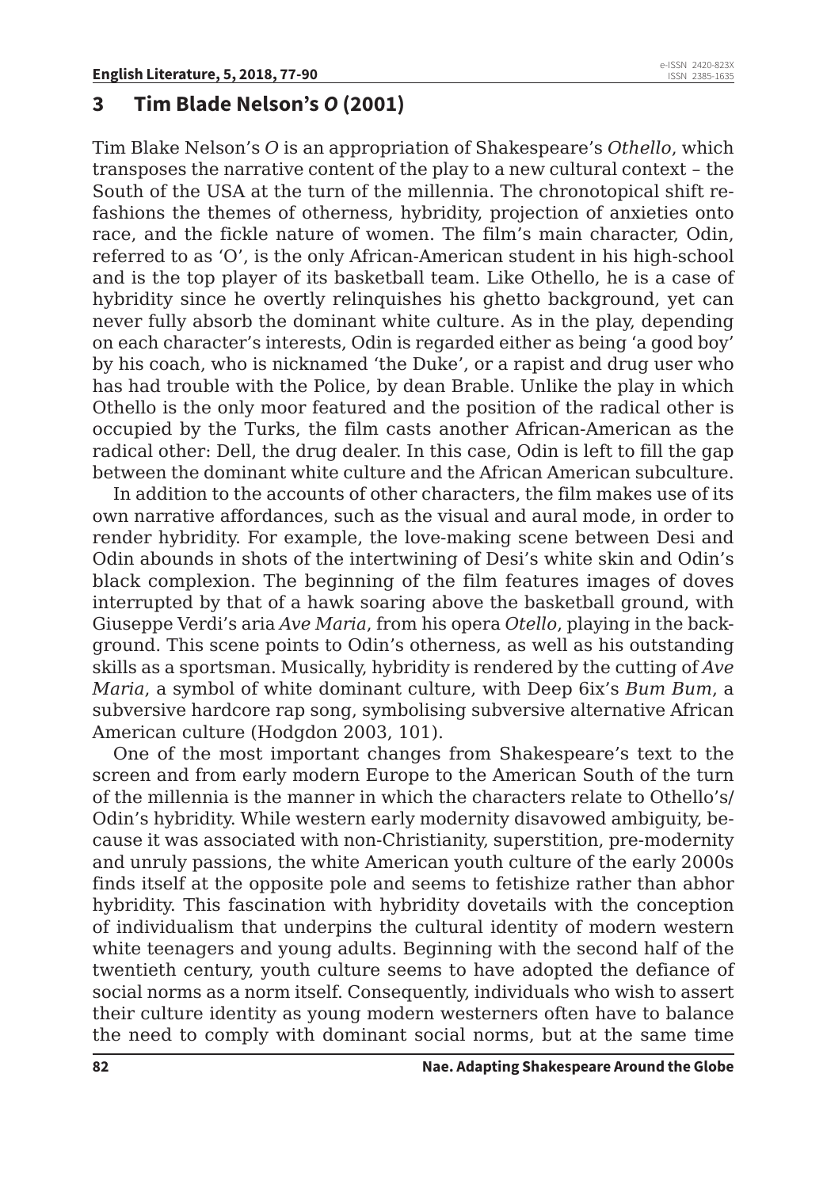## 3 Tim Blade Nelson's *O* (2001)

Tim Blake Nelson's *O* is an appropriation of Shakespeare's *Othello*, which transposes the narrative content of the play to a new cultural context – the South of the USA at the turn of the millennia. The chronotopical shift refashions the themes of otherness, hybridity, projection of anxieties onto race, and the fickle nature of women. The film's main character, Odin, referred to as 'O', is the only African-American student in his high-school and is the top player of its basketball team. Like Othello, he is a case of hybridity since he overtly relinquishes his ghetto background, yet can never fully absorb the dominant white culture. As in the play, depending on each character's interests, Odin is regarded either as being 'a good boy' by his coach, who is nicknamed 'the Duke', or a rapist and drug user who has had trouble with the Police, by dean Brable. Unlike the play in which Othello is the only moor featured and the position of the radical other is occupied by the Turks, the film casts another African-American as the radical other: Dell, the drug dealer. In this case, Odin is left to fill the gap between the dominant white culture and the African American subculture.

In addition to the accounts of other characters, the film makes use of its own narrative affordances, such as the visual and aural mode, in order to render hybridity. For example, the love-making scene between Desi and Odin abounds in shots of the intertwining of Desi's white skin and Odin's black complexion. The beginning of the film features images of doves interrupted by that of a hawk soaring above the basketball ground, with Giuseppe Verdi's aria *Ave Maria*, from his opera *Otello*, playing in the background. This scene points to Odin's otherness, as well as his outstanding skills as a sportsman. Musically, hybridity is rendered by the cutting of *Ave Maria*, a symbol of white dominant culture, with Deep 6ix's *Bum Bum*, a subversive hardcore rap song, symbolising subversive alternative African American culture (Hodgdon 2003, 101).

One of the most important changes from Shakespeare's text to the screen and from early modern Europe to the American South of the turn of the millennia is the manner in which the characters relate to Othello's/Odin's hybridity. While western early modernity disavowed ambiguity, because it was associated with non-Christianity, superstition, pre-modernity and unruly passions, the white American youth culture of the early 2000s finds itself at the opposite pole and seems to fetishize rather than abhor hybridity. This fascination with hybridity dovetails with the conception of individualism that underpins the cultural identity of modern western white teenagers and young adults. Beginning with the second half of the twentieth century, youth culture seems to have adopted the defiance of social norms as a norm itself. Consequently, individuals who wish to assert their culture identity as young modern westerners often have to balance the need to comply with dominant social norms, but at the same time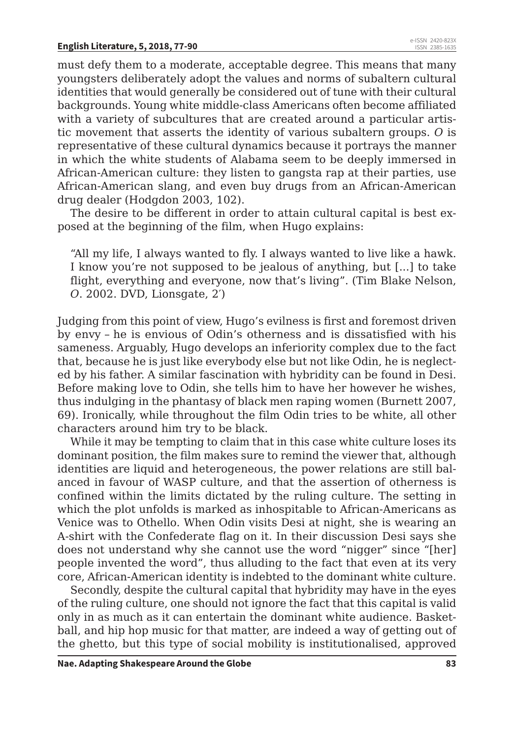must defy them to a moderate, acceptable degree. This means that many youngsters deliberately adopt the values and norms of subaltern cultural identities that would generally be considered out of tune with their cultural backgrounds. Young white middle-class Americans often become affiliated with a variety of subcultures that are created around a particular artistic movement that asserts the identity of various subaltern groups. *O* is representative of these cultural dynamics because it portrays the manner in which the white students of Alabama seem to be deeply immersed in African-American culture: they listen to gangsta rap at their parties, use African-American slang, and even buy drugs from an African-American drug dealer (Hodgdon 2003, 102).

The desire to be different in order to attain cultural capital is best exposed at the beginning of the film, when Hugo explains:

> "All my life, I always wanted to fly. I always wanted to live like a hawk. I know you're not supposed to be jealous of anything, but [...] to take flight, everything and everyone, now that's living". (Tim Blake Nelson, *O*. 2002. DVD, Lionsgate, 2′)

Judging from this point of view, Hugo's evilness is first and foremost driven by envy – he is envious of Odin's otherness and is dissatisfied with his sameness. Arguably, Hugo develops an inferiority complex due to the fact that, because he is just like everybody else but not like Odin, he is neglected by his father. A similar fascination with hybridity can be found in Desi. Before making love to Odin, she tells him to have her however he wishes, thus indulging in the phantasy of black men raping women (Burnett 2007, 69). Ironically, while throughout the film Odin tries to be white, all other characters around him try to be black.

While it may be tempting to claim that in this case white culture loses its dominant position, the film makes sure to remind the viewer that, although identities are liquid and heterogeneous, the power relations are still balanced in favour of WASP culture, and that the assertion of otherness is confined within the limits dictated by the ruling culture. The setting in which the plot unfolds is marked as inhospitable to African-Americans as Venice was to Othello. When Odin visits Desi at night, she is wearing an A-shirt with the Confederate flag on it. In their discussion Desi says she does not understand why she cannot use the word "nigger" since "[her] people invented the word", thus alluding to the fact that even at its very core, African-American identity is indebted to the dominant white culture.

Secondly, despite the cultural capital that hybridity may have in the eyes of the ruling culture, one should not ignore the fact that this capital is valid only in as much as it can entertain the dominant white audience. Basketball, and hip hop music for that matter, are indeed a way of getting out of the ghetto, but this type of social mobility is institutionalised, approved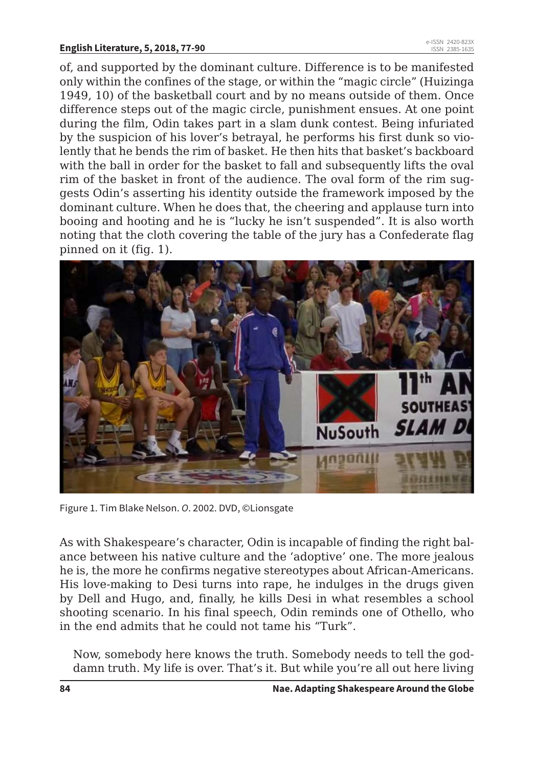of, and supported by the dominant culture. Difference is to be manifested only within the confines of the stage, or within the "magic circle" (Huizinga 1949, 10) of the basketball court and by no means outside of them. Once difference steps out of the magic circle, punishment ensues. At one point during the film, Odin takes part in a slam dunk contest. Being infuriated by the suspicion of his lover's betrayal, he performs his first dunk so violently that he bends the rim of basket. He then hits that basket's backboard with the ball in order for the basket to fall and subsequently lifts the oval rim of the basket in front of the audience. The oval form of the rim suggests Odin's asserting his identity outside the framework imposed by the dominant culture. When he does that, the cheering and applause turn into booing and hooting and he is "lucky he isn't suspended". It is also worth noting that the cloth covering the table of the jury has a Confederate flag pinned on it (fig. 1).

Figure 1. Tim Blake Nelson. *O*. 2002. DVD, ©Lionsgate

As with Shakespeare's character, Odin is incapable of finding the right balance between his native culture and the 'adoptive' one. The more jealous he is, the more he confirms negative stereotypes about African-Americans. His love-making to Desi turns into rape, he indulges in the drugs given by Dell and Hugo, and, finally, he kills Desi in what resembles a school shooting scenario. In his final speech, Odin reminds one of Othello, who in the end admits that he could not tame his "Turk".

> Now, somebody here knows the truth. Somebody needs to tell the goddamn truth. My life is over. That's it. But while you're all out here living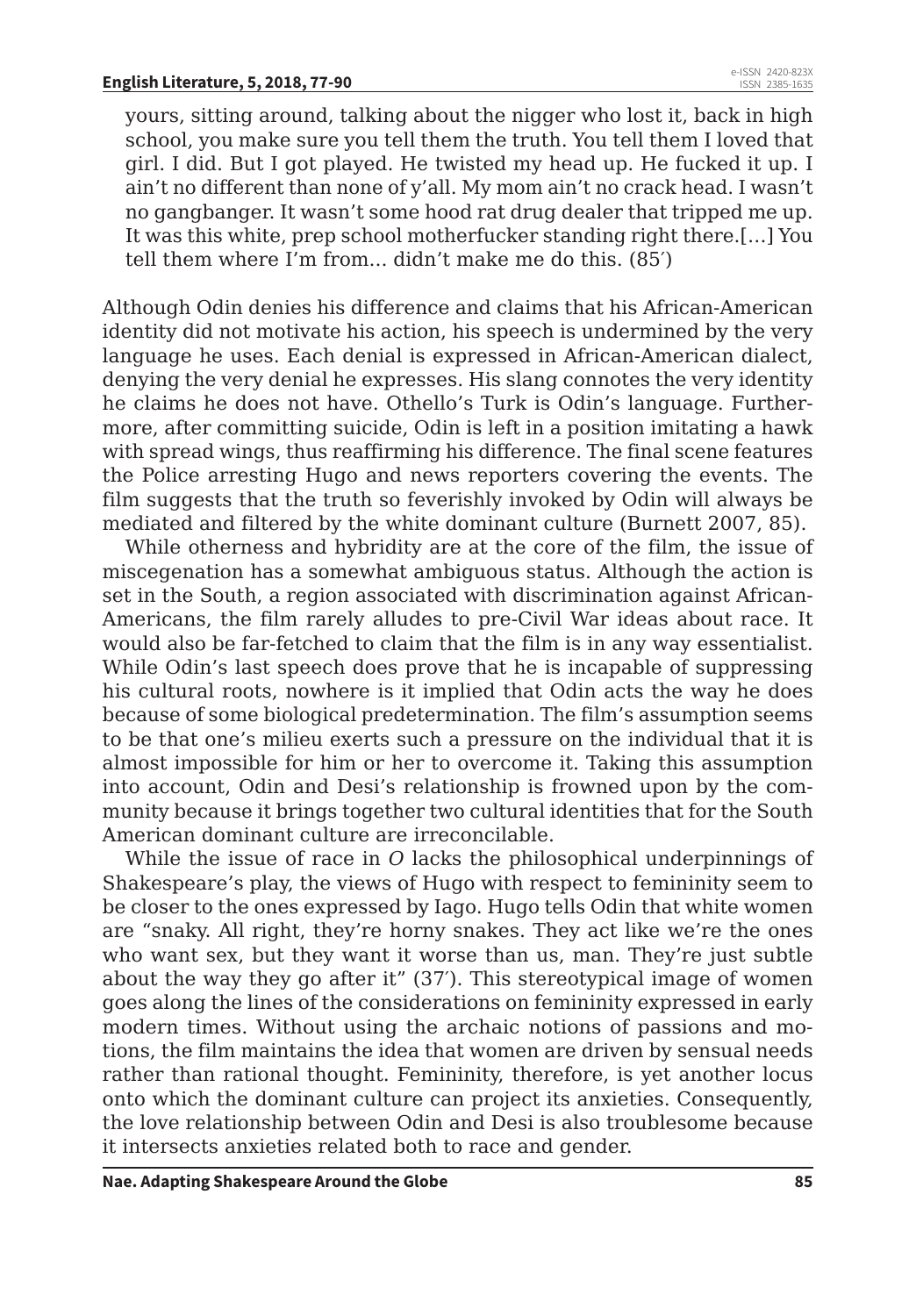yours, sitting around, talking about the nigger who lost it, back in high school, you make sure you tell them the truth. You tell them I loved that girl. I did. But I got played. He twisted my head up. He fucked it up. I ain't no different than none of y'all. My mom ain't no crack head. I wasn't no gangbanger. It wasn't some hood rat drug dealer that tripped me up. It was this white, prep school motherfucker standing right there.[…] You tell them where I'm from… didn't make me do this. (85′)

Although Odin denies his difference and claims that his African-American identity did not motivate his action, his speech is undermined by the very language he uses. Each denial is expressed in African-American dialect, denying the very denial he expresses. His slang connotes the very identity he claims he does not have. Othello's Turk is Odin's language. Furthermore, after committing suicide, Odin is left in a position imitating a hawk with spread wings, thus reaffirming his difference. The final scene features the Police arresting Hugo and news reporters covering the events. The film suggests that the truth so feverishly invoked by Odin will always be mediated and filtered by the white dominant culture (Burnett 2007, 85).

While otherness and hybridity are at the core of the film, the issue of miscegenation has a somewhat ambiguous status. Although the action is set in the South, a region associated with discrimination against African-Americans, the film rarely alludes to pre-Civil War ideas about race. It would also be far-fetched to claim that the film is in any way essentialist. While Odin's last speech does prove that he is incapable of suppressing his cultural roots, nowhere is it implied that Odin acts the way he does because of some biological predetermination. The film's assumption seems to be that one's milieu exerts such a pressure on the individual that it is almost impossible for him or her to overcome it. Taking this assumption into account, Odin and Desi's relationship is frowned upon by the community because it brings together two cultural identities that for the South American dominant culture are irreconcilable.

While the issue of race in *O* lacks the philosophical underpinnings of Shakespeare's play, the views of Hugo with respect to femininity seem to be closer to the ones expressed by Iago. Hugo tells Odin that white women are "snaky. All right, they're horny snakes. They act like we're the ones who want sex, but they want it worse than us, man. They're just subtle about the way they go after it" (37′). This stereotypical image of women goes along the lines of the considerations on femininity expressed in early modern times. Without using the archaic notions of passions and motions, the film maintains the idea that women are driven by sensual needs rather than rational thought. Femininity, therefore, is yet another locus onto which the dominant culture can project its anxieties. Consequently, the love relationship between Odin and Desi is also troublesome because it intersects anxieties related both to race and gender.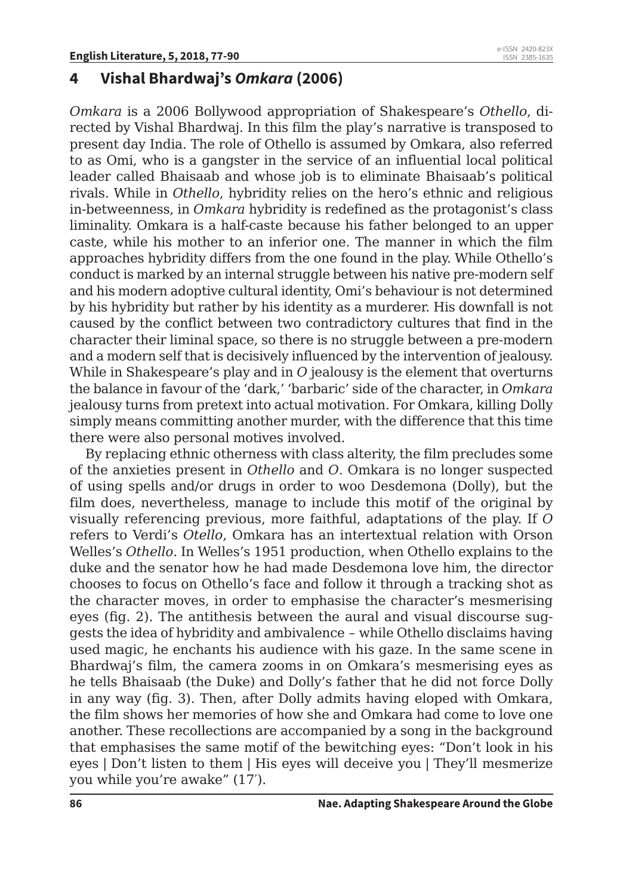## 4 Vishal Bhardwaj's *Omkara* (2006)

*Omkara* is a 2006 Bollywood appropriation of Shakespeare's *Othello*, directed by Vishal Bhardwaj. In this film the play's narrative is transposed to present day India. The role of Othello is assumed by Omkara, also referred to as Omi, who is a gangster in the service of an influential local political leader called Bhaisaab and whose job is to eliminate Bhaisaab's political rivals. While in *Othello*, hybridity relies on the hero's ethnic and religious in-betweenness, in *Omkara* hybridity is redefined as the protagonist's class liminality. Omkara is a half-caste because his father belonged to an upper caste, while his mother to an inferior one. The manner in which the film approaches hybridity differs from the one found in the play. While Othello's conduct is marked by an internal struggle between his native pre-modern self and his modern adoptive cultural identity, Omi's behaviour is not determined by his hybridity but rather by his identity as a murderer. His downfall is not caused by the conflict between two contradictory cultures that find in the character their liminal space, so there is no struggle between a pre-modern and a modern self that is decisively influenced by the intervention of jealousy. While in Shakespeare's play and in *O* jealousy is the element that overturns the balance in favour of the 'dark,' 'barbaric' side of the character, in *Omkara* jealousy turns from pretext into actual motivation. For Omkara, killing Dolly simply means committing another murder, with the difference that this time there were also personal motives involved.

By replacing ethnic otherness with class alterity, the film precludes some of the anxieties present in *Othello* and *O*. Omkara is no longer suspected of using spells and/or drugs in order to woo Desdemona (Dolly), but the film does, nevertheless, manage to include this motif of the original by visually referencing previous, more faithful, adaptations of the play. If *O* refers to Verdi's *Otello*, Omkara has an intertextual relation with Orson Welles's *Othello*. In Welles's 1951 production, when Othello explains to the duke and the senator how he had made Desdemona love him, the director chooses to focus on Othello's face and follow it through a tracking shot as the character moves, in order to emphasise the character's mesmerising eyes (fig. 2). The antithesis between the aural and visual discourse suggests the idea of hybridity and ambivalence – while Othello disclaims having used magic, he enchants his audience with his gaze. In the same scene in Bhardwaj's film, the camera zooms in on Omkara's mesmerising eyes as he tells Bhaisaab (the Duke) and Dolly's father that he did not force Dolly in any way (fig. 3). Then, after Dolly admits having eloped with Omkara, the film shows her memories of how she and Omkara had come to love one another. These recollections are accompanied by a song in the background that emphasises the same motif of the bewitching eyes: "Don't look in his eyes | Don't listen to them | His eyes will deceive you | They'll mesmerize you while you're awake" (17′).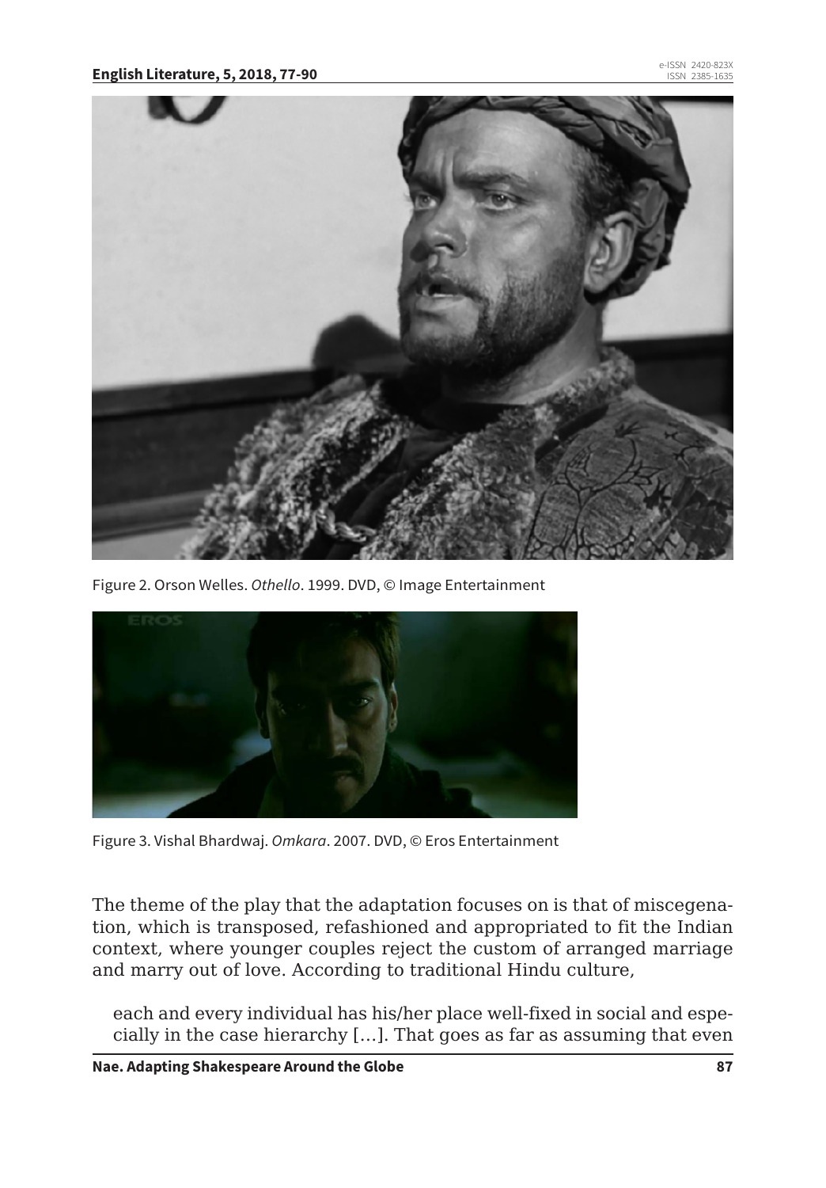Figure 2. Orson Welles. *Othello*. 1999. DVD, © Image Entertainment

Figure 3. Vishal Bhardwaj. *Omkara*. 2007. DVD, © Eros Entertainment

The theme of the play that the adaptation focuses on is that of miscegenation, which is transposed, refashioned and appropriated to fit the Indian context, where younger couples reject the custom of arranged marriage and marry out of love. According to traditional Hindu culture,

> each and every individual has his/her place well-fixed in social and especially in the case hierarchy […]. That goes as far as assuming that even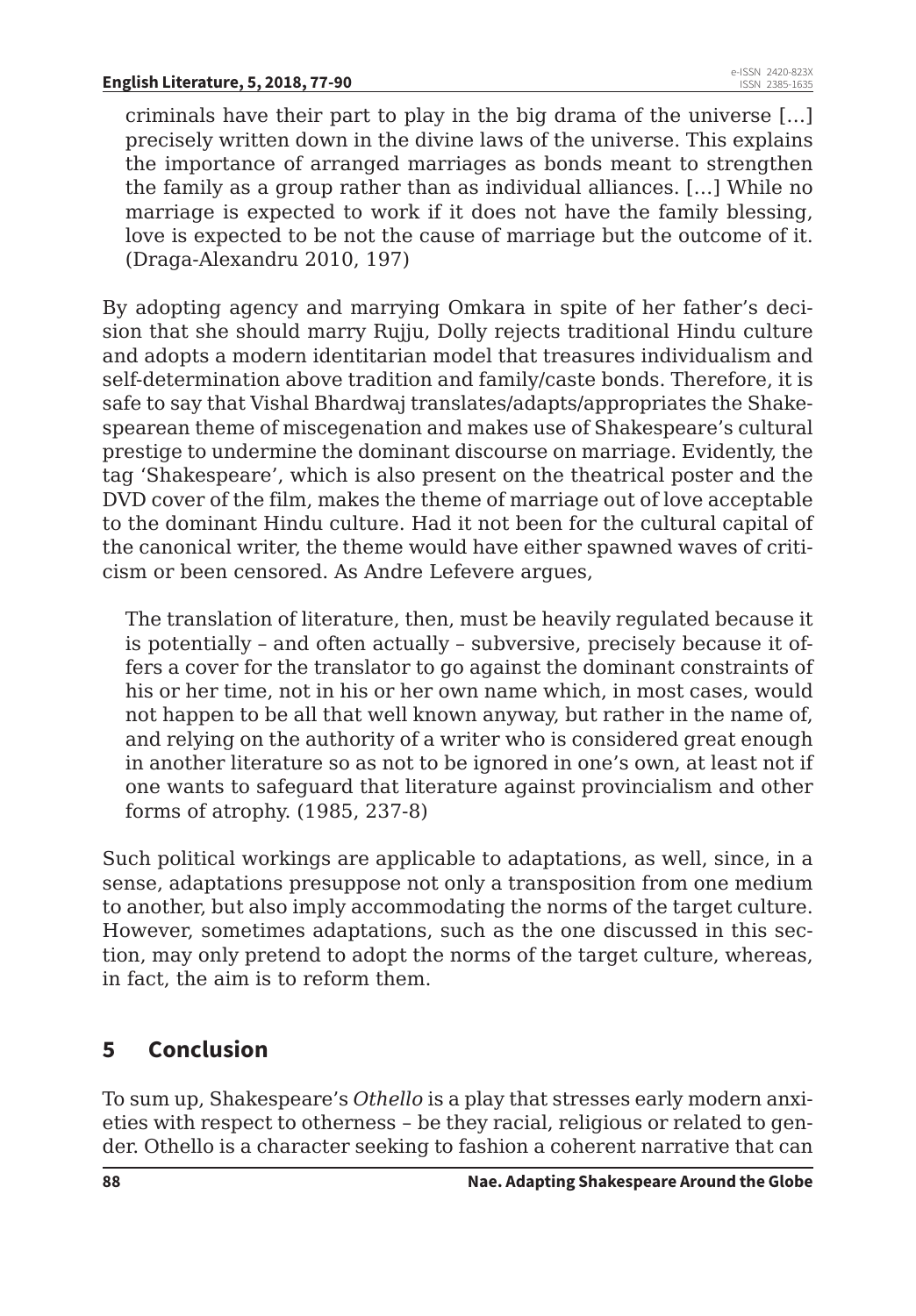> criminals have their part to play in the big drama of the universe […] precisely written down in the divine laws of the universe. This explains the importance of arranged marriages as bonds meant to strengthen the family as a group rather than as individual alliances. […] While no marriage is expected to work if it does not have the family blessing, love is expected to be not the cause of marriage but the outcome of it. (Draga-Alexandru 2010, 197)

By adopting agency and marrying Omkara in spite of her father's decision that she should marry Rujju, Dolly rejects traditional Hindu culture and adopts a modern identitarian model that treasures individualism and self-determination above tradition and family/caste bonds. Therefore, it is safe to say that Vishal Bhardwaj translates/adapts/appropriates the Shakespearean theme of miscegenation and makes use of Shakespeare's cultural prestige to undermine the dominant discourse on marriage. Evidently, the tag 'Shakespeare', which is also present on the theatrical poster and the DVD cover of the film, makes the theme of marriage out of love acceptable to the dominant Hindu culture. Had it not been for the cultural capital of the canonical writer, the theme would have either spawned waves of criticism or been censored. As Andre Lefevere argues,

> The translation of literature, then, must be heavily regulated because it is potentially – and often actually – subversive, precisely because it offers a cover for the translator to go against the dominant constraints of his or her time, not in his or her own name which, in most cases, would not happen to be all that well known anyway, but rather in the name of, and relying on the authority of a writer who is considered great enough in another literature so as not to be ignored in one's own, at least not if one wants to safeguard that literature against provincialism and other forms of atrophy. (1985, 237-8)

Such political workings are applicable to adaptations, as well, since, in a sense, adaptations presuppose not only a transposition from one medium to another, but also imply accommodating the norms of the target culture. However, sometimes adaptations, such as the one discussed in this section, may only pretend to adopt the norms of the target culture, whereas, in fact, the aim is to reform them.

## 5 Conclusion

To sum up, Shakespeare's *Othello* is a play that stresses early modern anxieties with respect to otherness – be they racial, religious or related to gender. Othello is a character seeking to fashion a coherent narrative that can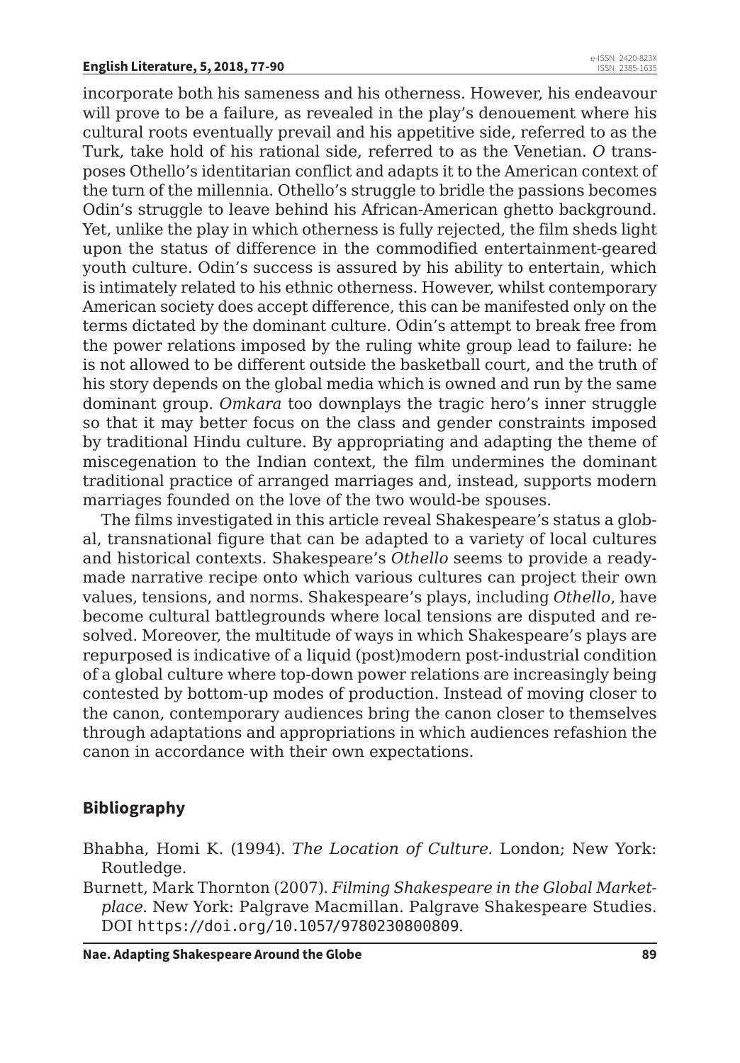incorporate both his sameness and his otherness. However, his endeavour will prove to be a failure, as revealed in the play's denouement where his cultural roots eventually prevail and his appetitive side, referred to as the Turk, take hold of his rational side, referred to as the Venetian. *O* transposes Othello's identitarian conflict and adapts it to the American context of the turn of the millennia. Othello's struggle to bridle the passions becomes Odin's struggle to leave behind his African-American ghetto background. Yet, unlike the play in which otherness is fully rejected, the film sheds light upon the status of difference in the commodified entertainment-geared youth culture. Odin's success is assured by his ability to entertain, which is intimately related to his ethnic otherness. However, whilst contemporary American society does accept difference, this can be manifested only on the terms dictated by the dominant culture. Odin's attempt to break free from the power relations imposed by the ruling white group lead to failure: he is not allowed to be different outside the basketball court, and the truth of his story depends on the global media which is owned and run by the same dominant group. *Omkara* too downplays the tragic hero's inner struggle so that it may better focus on the class and gender constraints imposed by traditional Hindu culture. By appropriating and adapting the theme of miscegenation to the Indian context, the film undermines the dominant traditional practice of arranged marriages and, instead, supports modern marriages founded on the love of the two would-be spouses.

The films investigated in this article reveal Shakespeare's status a global, transnational figure that can be adapted to a variety of local cultures and historical contexts. Shakespeare's *Othello* seems to provide a ready-made narrative recipe onto which various cultures can project their own values, tensions, and norms. Shakespeare's plays, including *Othello*, have become cultural battlegrounds where local tensions are disputed and resolved. Moreover, the multitude of ways in which Shakespeare's plays are repurposed is indicative of a liquid (post)modern post-industrial condition of a global culture where top-down power relations are increasingly being contested by bottom-up modes of production. Instead of moving closer to the canon, contemporary audiences bring the canon closer to themselves through adaptations and appropriations in which audiences refashion the canon in accordance with their own expectations.

## Bibliography

Bhabha, Homi K. (1994). *The Location of Culture*. London; New York: Routledge.

Burnett, Mark Thornton (2007). *Filming Shakespeare in the Global Marketplace*. New York: Palgrave Macmillan. Palgrave Shakespeare Studies. DOI https://doi.org/10.1057/9780230800809.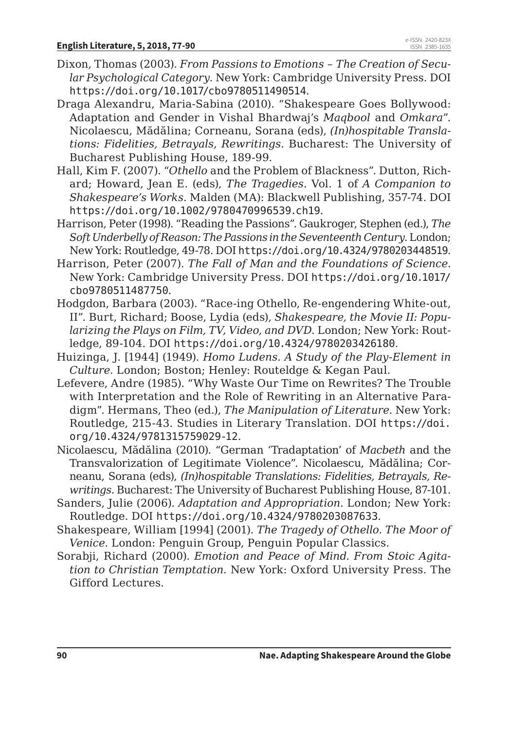Dixon, Thomas (2003). *From Passions to Emotions – The Creation of Secular Psychological Category*. New York: Cambridge University Press. DOI https://doi.org/10.1017/cbo9780511490514.

Draga Alexandru, Maria-Sabina (2010). "Shakespeare Goes Bollywood: Adaptation and Gender in Vishal Bhardwaj's *Maqbool* and *Omkara*". Nicolaescu, Mădălina; Corneanu, Sorana (eds), *(In)hospitable Translations: Fidelities, Betrayals, Rewritings*. Bucharest: The University of Bucharest Publishing House, 189-99.

Hall, Kim F. (2007). "*Othello* and the Problem of Blackness". Dutton, Richard; Howard, Jean E. (eds), *The Tragedies*. Vol. 1 of *A Companion to Shakespeare's Works*. Malden (MA): Blackwell Publishing, 357-74. DOI https://doi.org/10.1002/9780470996539.ch19.

Harrison, Peter (1998). "Reading the Passions". Gaukroger, Stephen (ed.), *The Soft Underbelly of Reason: The Passions in the Seventeenth Century*. London; New York: Routledge, 49-78. DOI https://doi.org/10.4324/9780203448519.

Harrison, Peter (2007). *The Fall of Man and the Foundations of Science*. New York: Cambridge University Press. DOI https://doi.org/10.1017/cbo9780511487750.

Hodgdon, Barbara (2003). "Race-ing Othello, Re-engendering White-out, II". Burt, Richard; Boose, Lydia (eds), *Shakespeare, the Movie II: Popularizing the Plays on Film, TV, Video, and DVD*. London; New York: Routledge, 89-104. DOI https://doi.org/10.4324/9780203426180.

Huizinga, J. [1944] (1949). *Homo Ludens. A Study of the Play-Element in Culture*. London; Boston; Henley: Routeldge & Kegan Paul.

Lefevere, Andre (1985). "Why Waste Our Time on Rewrites? The Trouble with Interpretation and the Role of Rewriting in an Alternative Paradigm". Hermans, Theo (ed.), *The Manipulation of Literature*. New York: Routledge, 215-43. Studies in Literary Translation. DOI https://doi.org/10.4324/9781315759029-12.

Nicolaescu, Mădălina (2010). "German 'Tradaptation' of *Macbeth* and the Transvalorization of Legitimate Violence". Nicolaescu, Mădălina; Corneanu, Sorana (eds), *(In)hospitable Translations: Fidelities, Betrayals, Rewritings*. Bucharest: The University of Bucharest Publishing House, 87-101.

Sanders, Julie (2006). *Adaptation and Appropriation*. London; New York: Routledge. DOI https://doi.org/10.4324/9780203087633.

Shakespeare, William [1994] (2001). *The Tragedy of Othello. The Moor of Venice*. London: Penguin Group, Penguin Popular Classics.

Sorabji, Richard (2000). *Emotion and Peace of Mind. From Stoic Agitation to Christian Temptation*. New York: Oxford University Press. The Gifford Lectures.